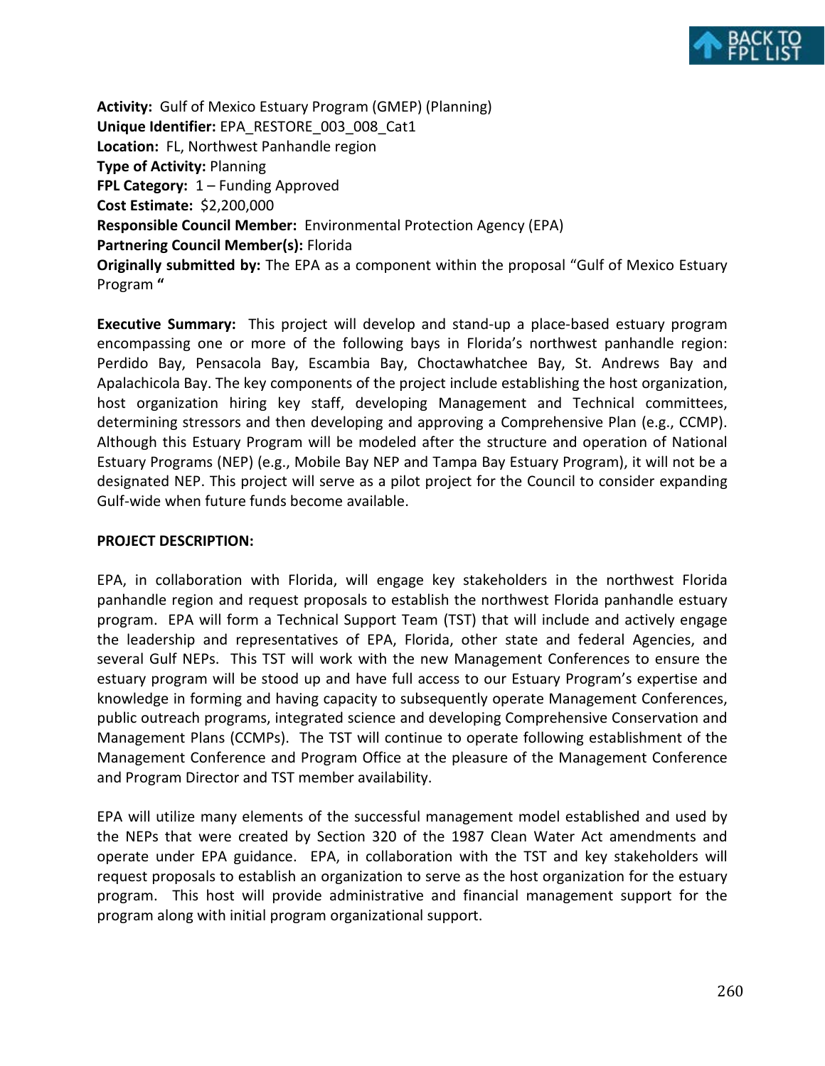**Activity:** Gulf of Mexico Estuary Program (GMEP) (Planning)
**Unique Identifier:** EPA_RESTORE_003_008_Cat1
**Location:** FL, Northwest Panhandle region
**Type of Activity:** Planning
**FPL Category:** 1 – Funding Approved
**Cost Estimate:** $2,200,000
**Responsible Council Member:** Environmental Protection Agency (EPA)
**Partnering Council Member(s):** Florida
**Originally submitted by:** The EPA as a component within the proposal "Gulf of Mexico Estuary Program "

**Executive Summary:** This project will develop and stand-up a place-based estuary program encompassing one or more of the following bays in Florida's northwest panhandle region: Perdido Bay, Pensacola Bay, Escambia Bay, Choctawhatchee Bay, St. Andrews Bay and Apalachicola Bay. The key components of the project include establishing the host organization, host organization hiring key staff, developing Management and Technical committees, determining stressors and then developing and approving a Comprehensive Plan (e.g., CCMP). Although this Estuary Program will be modeled after the structure and operation of National Estuary Programs (NEP) (e.g., Mobile Bay NEP and Tampa Bay Estuary Program), it will not be a designated NEP. This project will serve as a pilot project for the Council to consider expanding Gulf-wide when future funds become available.

**PROJECT DESCRIPTION:**

EPA, in collaboration with Florida, will engage key stakeholders in the northwest Florida panhandle region and request proposals to establish the northwest Florida panhandle estuary program. EPA will form a Technical Support Team (TST) that will include and actively engage the leadership and representatives of EPA, Florida, other state and federal Agencies, and several Gulf NEPs. This TST will work with the new Management Conferences to ensure the estuary program will be stood up and have full access to our Estuary Program's expertise and knowledge in forming and having capacity to subsequently operate Management Conferences, public outreach programs, integrated science and developing Comprehensive Conservation and Management Plans (CCMPs). The TST will continue to operate following establishment of the Management Conference and Program Office at the pleasure of the Management Conference and Program Director and TST member availability.

EPA will utilize many elements of the successful management model established and used by the NEPs that were created by Section 320 of the 1987 Clean Water Act amendments and operate under EPA guidance. EPA, in collaboration with the TST and key stakeholders will request proposals to establish an organization to serve as the host organization for the estuary program. This host will provide administrative and financial management support for the program along with initial program organizational support.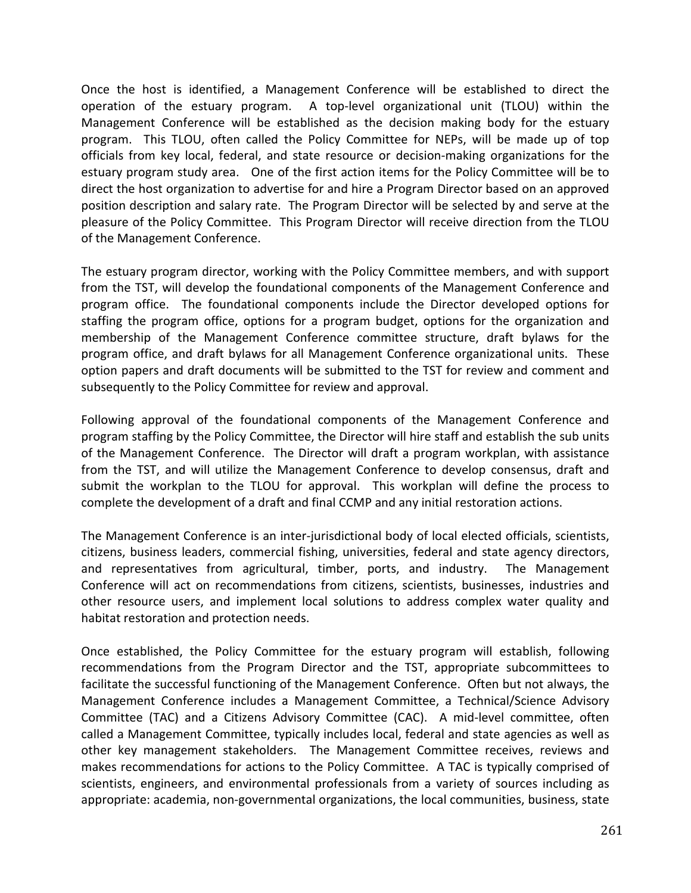Once the host is identified, a Management Conference will be established to direct the operation of the estuary program. A top-level organizational unit (TLOU) within the Management Conference will be established as the decision making body for the estuary program. This TLOU, often called the Policy Committee for NEPs, will be made up of top officials from key local, federal, and state resource or decision-making organizations for the estuary program study area. One of the first action items for the Policy Committee will be to direct the host organization to advertise for and hire a Program Director based on an approved position description and salary rate. The Program Director will be selected by and serve at the pleasure of the Policy Committee. This Program Director will receive direction from the TLOU of the Management Conference.

The estuary program director, working with the Policy Committee members, and with support from the TST, will develop the foundational components of the Management Conference and program office. The foundational components include the Director developed options for staffing the program office, options for a program budget, options for the organization and membership of the Management Conference committee structure, draft bylaws for the program office, and draft bylaws for all Management Conference organizational units. These option papers and draft documents will be submitted to the TST for review and comment and subsequently to the Policy Committee for review and approval.

Following approval of the foundational components of the Management Conference and program staffing by the Policy Committee, the Director will hire staff and establish the sub units of the Management Conference. The Director will draft a program workplan, with assistance from the TST, and will utilize the Management Conference to develop consensus, draft and submit the workplan to the TLOU for approval. This workplan will define the process to complete the development of a draft and final CCMP and any initial restoration actions.

The Management Conference is an inter-jurisdictional body of local elected officials, scientists, citizens, business leaders, commercial fishing, universities, federal and state agency directors, and representatives from agricultural, timber, ports, and industry. The Management Conference will act on recommendations from citizens, scientists, businesses, industries and other resource users, and implement local solutions to address complex water quality and habitat restoration and protection needs.

Once established, the Policy Committee for the estuary program will establish, following recommendations from the Program Director and the TST, appropriate subcommittees to facilitate the successful functioning of the Management Conference. Often but not always, the Management Conference includes a Management Committee, a Technical/Science Advisory Committee (TAC) and a Citizens Advisory Committee (CAC). A mid-level committee, often called a Management Committee, typically includes local, federal and state agencies as well as other key management stakeholders. The Management Committee receives, reviews and makes recommendations for actions to the Policy Committee. A TAC is typically comprised of scientists, engineers, and environmental professionals from a variety of sources including as appropriate: academia, non-governmental organizations, the local communities, business, state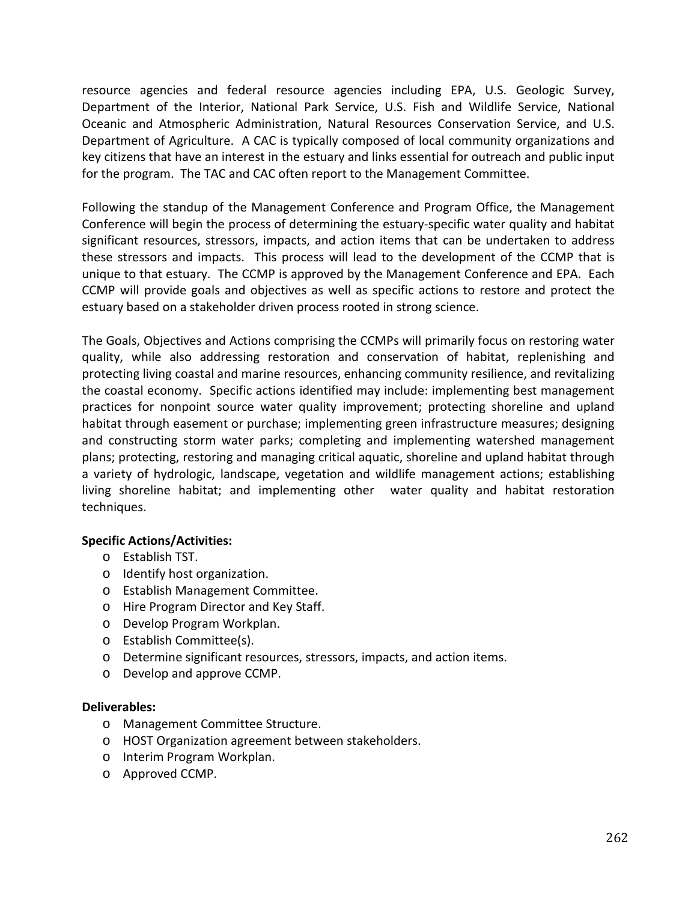resource agencies and federal resource agencies including EPA, U.S. Geologic Survey, Department of the Interior, National Park Service, U.S. Fish and Wildlife Service, National Oceanic and Atmospheric Administration, Natural Resources Conservation Service, and U.S. Department of Agriculture. A CAC is typically composed of local community organizations and key citizens that have an interest in the estuary and links essential for outreach and public input for the program. The TAC and CAC often report to the Management Committee.

Following the standup of the Management Conference and Program Office, the Management Conference will begin the process of determining the estuary-specific water quality and habitat significant resources, stressors, impacts, and action items that can be undertaken to address these stressors and impacts. This process will lead to the development of the CCMP that is unique to that estuary. The CCMP is approved by the Management Conference and EPA. Each CCMP will provide goals and objectives as well as specific actions to restore and protect the estuary based on a stakeholder driven process rooted in strong science.

The Goals, Objectives and Actions comprising the CCMPs will primarily focus on restoring water quality, while also addressing restoration and conservation of habitat, replenishing and protecting living coastal and marine resources, enhancing community resilience, and revitalizing the coastal economy. Specific actions identified may include: implementing best management practices for nonpoint source water quality improvement; protecting shoreline and upland habitat through easement or purchase; implementing green infrastructure measures; designing and constructing storm water parks; completing and implementing watershed management plans; protecting, restoring and managing critical aquatic, shoreline and upland habitat through a variety of hydrologic, landscape, vegetation and wildlife management actions; establishing living shoreline habitat; and implementing other water quality and habitat restoration techniques.

**Specific Actions/Activities:**

- Establish TST.
- Identify host organization.
- Establish Management Committee.
- Hire Program Director and Key Staff.
- Develop Program Workplan.
- Establish Committee(s).
- Determine significant resources, stressors, impacts, and action items.
- Develop and approve CCMP.

**Deliverables:**

- Management Committee Structure.
- HOST Organization agreement between stakeholders.
- Interim Program Workplan.
- Approved CCMP.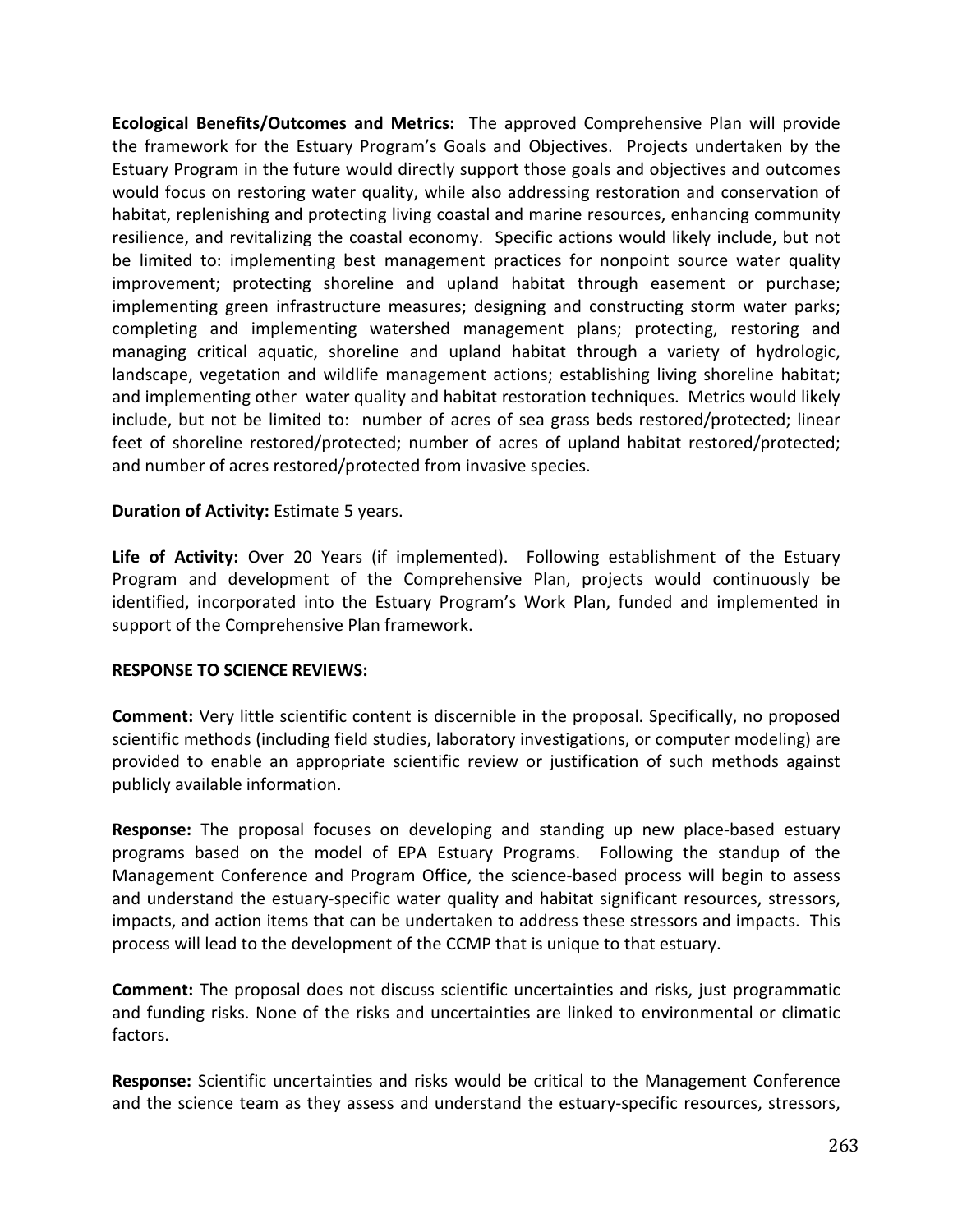**Ecological Benefits/Outcomes and Metrics:** The approved Comprehensive Plan will provide the framework for the Estuary Program's Goals and Objectives. Projects undertaken by the Estuary Program in the future would directly support those goals and objectives and outcomes would focus on restoring water quality, while also addressing restoration and conservation of habitat, replenishing and protecting living coastal and marine resources, enhancing community resilience, and revitalizing the coastal economy. Specific actions would likely include, but not be limited to: implementing best management practices for nonpoint source water quality improvement; protecting shoreline and upland habitat through easement or purchase; implementing green infrastructure measures; designing and constructing storm water parks; completing and implementing watershed management plans; protecting, restoring and managing critical aquatic, shoreline and upland habitat through a variety of hydrologic, landscape, vegetation and wildlife management actions; establishing living shoreline habitat; and implementing other water quality and habitat restoration techniques. Metrics would likely include, but not be limited to: number of acres of sea grass beds restored/protected; linear feet of shoreline restored/protected; number of acres of upland habitat restored/protected; and number of acres restored/protected from invasive species.

**Duration of Activity:** Estimate 5 years.

**Life of Activity:** Over 20 Years (if implemented). Following establishment of the Estuary Program and development of the Comprehensive Plan, projects would continuously be identified, incorporated into the Estuary Program's Work Plan, funded and implemented in support of the Comprehensive Plan framework.

**RESPONSE TO SCIENCE REVIEWS:**

**Comment:** Very little scientific content is discernible in the proposal. Specifically, no proposed scientific methods (including field studies, laboratory investigations, or computer modeling) are provided to enable an appropriate scientific review or justification of such methods against publicly available information.

**Response:** The proposal focuses on developing and standing up new place-based estuary programs based on the model of EPA Estuary Programs. Following the standup of the Management Conference and Program Office, the science-based process will begin to assess and understand the estuary-specific water quality and habitat significant resources, stressors, impacts, and action items that can be undertaken to address these stressors and impacts. This process will lead to the development of the CCMP that is unique to that estuary.

**Comment:** The proposal does not discuss scientific uncertainties and risks, just programmatic and funding risks. None of the risks and uncertainties are linked to environmental or climatic factors.

**Response:** Scientific uncertainties and risks would be critical to the Management Conference and the science team as they assess and understand the estuary-specific resources, stressors,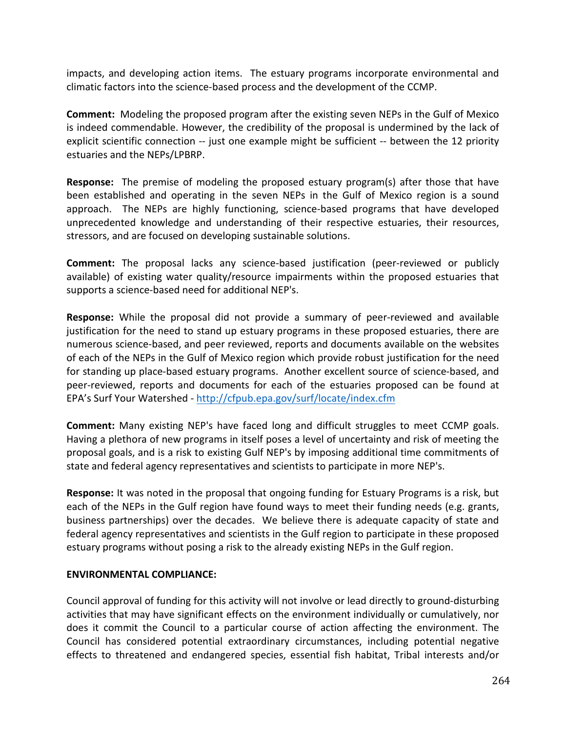impacts, and developing action items. The estuary programs incorporate environmental and climatic factors into the science-based process and the development of the CCMP.

**Comment:** Modeling the proposed program after the existing seven NEPs in the Gulf of Mexico is indeed commendable. However, the credibility of the proposal is undermined by the lack of explicit scientific connection -- just one example might be sufficient -- between the 12 priority estuaries and the NEPs/LPBRP.

**Response:** The premise of modeling the proposed estuary program(s) after those that have been established and operating in the seven NEPs in the Gulf of Mexico region is a sound approach. The NEPs are highly functioning, science-based programs that have developed unprecedented knowledge and understanding of their respective estuaries, their resources, stressors, and are focused on developing sustainable solutions.

**Comment:** The proposal lacks any science-based justification (peer-reviewed or publicly available) of existing water quality/resource impairments within the proposed estuaries that supports a science-based need for additional NEP's.

**Response:** While the proposal did not provide a summary of peer-reviewed and available justification for the need to stand up estuary programs in these proposed estuaries, there are numerous science-based, and peer reviewed, reports and documents available on the websites of each of the NEPs in the Gulf of Mexico region which provide robust justification for the need for standing up place-based estuary programs. Another excellent source of science-based, and peer-reviewed, reports and documents for each of the estuaries proposed can be found at EPA's Surf Your Watershed - http://cfpub.epa.gov/surf/locate/index.cfm

**Comment:** Many existing NEP's have faced long and difficult struggles to meet CCMP goals. Having a plethora of new programs in itself poses a level of uncertainty and risk of meeting the proposal goals, and is a risk to existing Gulf NEP's by imposing additional time commitments of state and federal agency representatives and scientists to participate in more NEP's.

**Response:** It was noted in the proposal that ongoing funding for Estuary Programs is a risk, but each of the NEPs in the Gulf region have found ways to meet their funding needs (e.g. grants, business partnerships) over the decades. We believe there is adequate capacity of state and federal agency representatives and scientists in the Gulf region to participate in these proposed estuary programs without posing a risk to the already existing NEPs in the Gulf region.

**ENVIRONMENTAL COMPLIANCE:**

Council approval of funding for this activity will not involve or lead directly to ground-disturbing activities that may have significant effects on the environment individually or cumulatively, nor does it commit the Council to a particular course of action affecting the environment. The Council has considered potential extraordinary circumstances, including potential negative effects to threatened and endangered species, essential fish habitat, Tribal interests and/or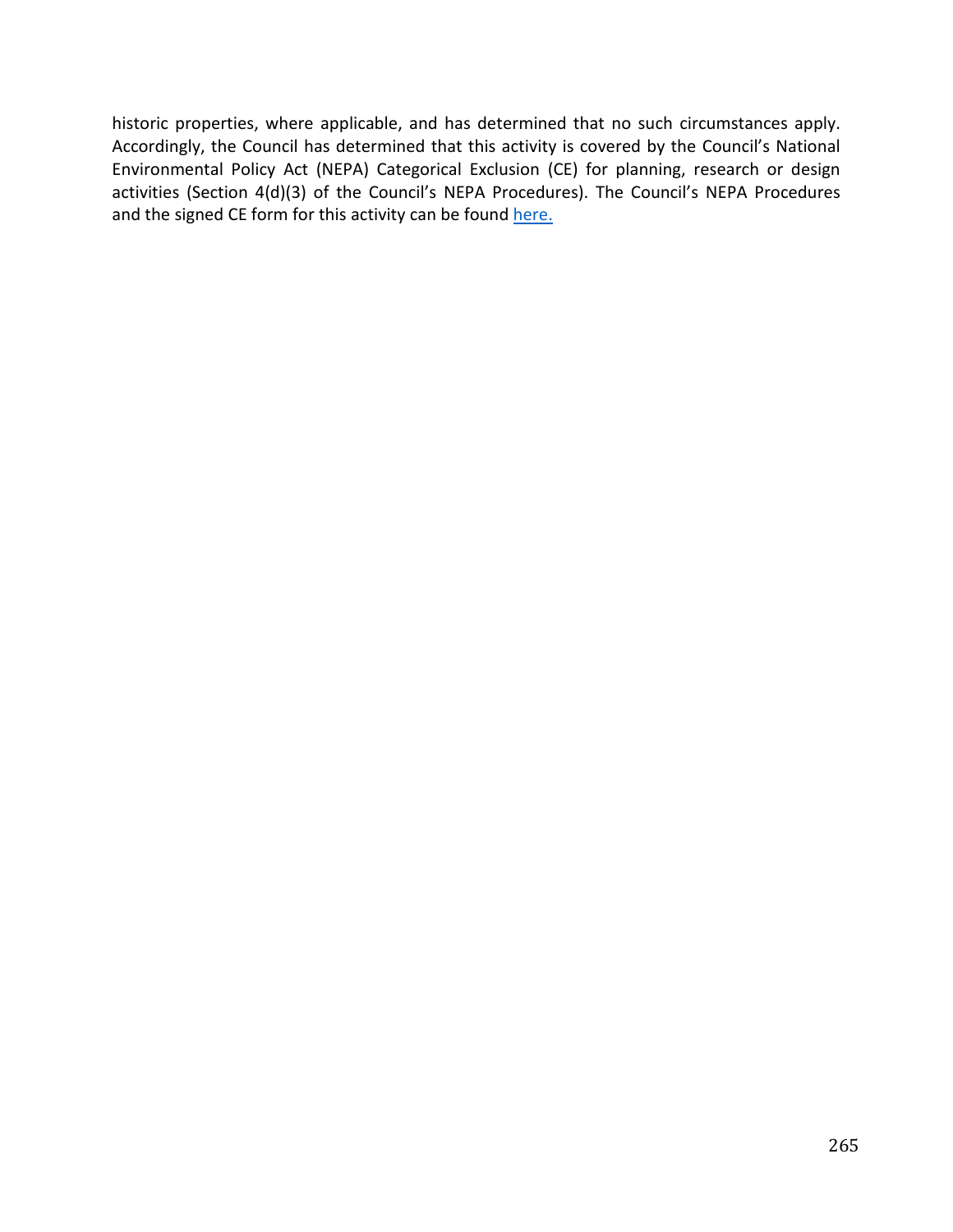historic properties, where applicable, and has determined that no such circumstances apply. Accordingly, the Council has determined that this activity is covered by the Council's National Environmental Policy Act (NEPA) Categorical Exclusion (CE) for planning, research or design activities (Section 4(d)(3) of the Council's NEPA Procedures). The Council's NEPA Procedures and the signed CE form for this activity can be found here.